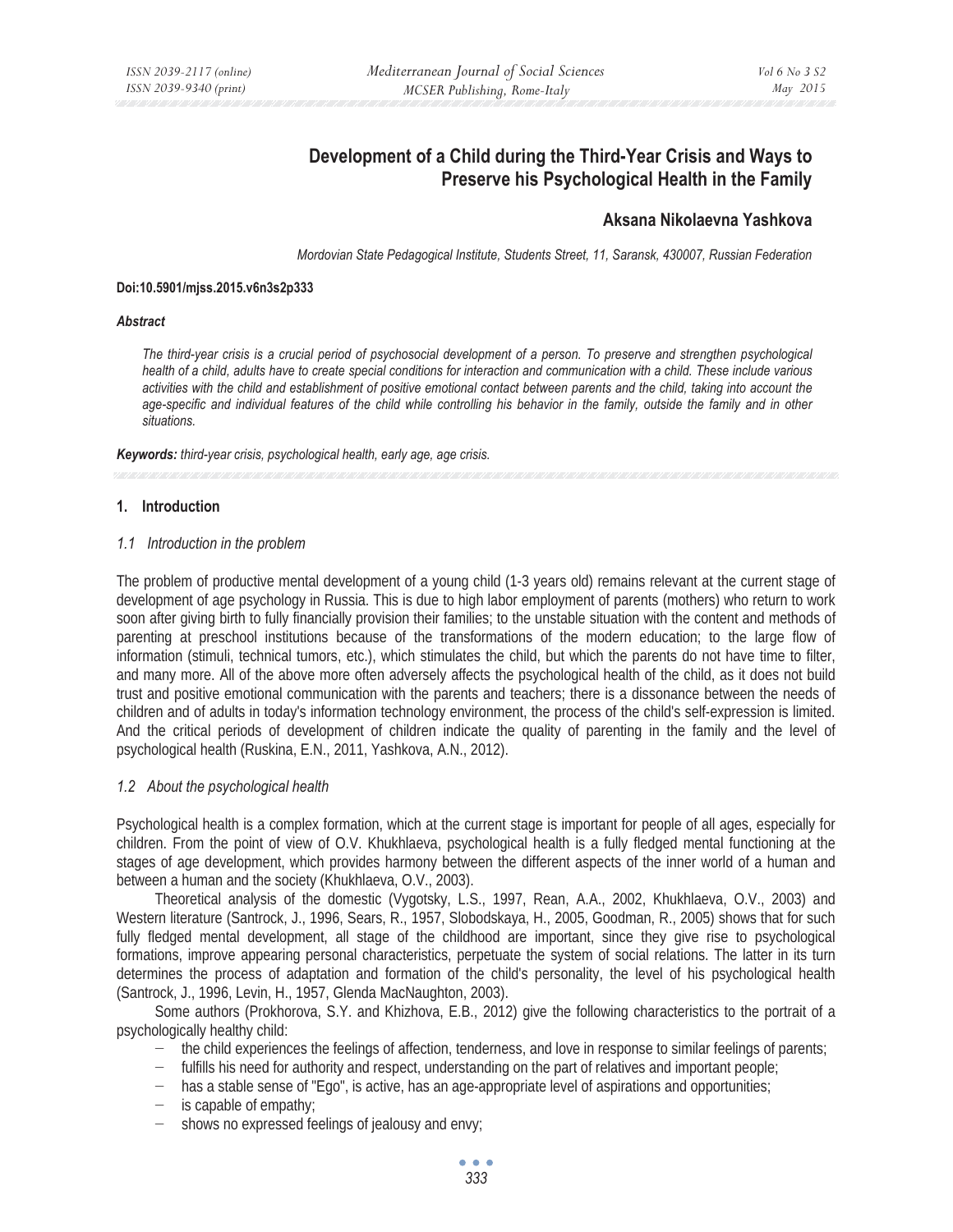# Development of a Child during the Third-Year Crisis and Ways to Preserve his Psychological Health in the Family

**Aksana Nikolaevna Yashkova**

*Mordovian State Pedagogical Institute, Students Street, 11, Saransk, 430007, Russian Federation*

**Doi:10.5901/mjss.2015.v6n3s2p333**

***Abstract***

*The third-year crisis is a crucial period of psychosocial development of a person. To preserve and strengthen psychological health of a child, adults have to create special conditions for interaction and communication with a child. These include various activities with the child and establishment of positive emotional contact between parents and the child, taking into account the age-specific and individual features of the child while controlling his behavior in the family, outside the family and in other situations.*

***Keywords:*** *third-year crisis, psychological health, early age, age crisis.*

## 1. Introduction

### *1.1 Introduction in the problem*

The problem of productive mental development of a young child (1-3 years old) remains relevant at the current stage of development of age psychology in Russia. This is due to high labor employment of parents (mothers) who return to work soon after giving birth to fully financially provision their families; to the unstable situation with the content and methods of parenting at preschool institutions because of the transformations of the modern education; to the large flow of information (stimuli, technical tumors, etc.), which stimulates the child, but which the parents do not have time to filter, and many more. All of the above more often adversely affects the psychological health of the child, as it does not build trust and positive emotional communication with the parents and teachers; there is a dissonance between the needs of children and of adults in today's information technology environment, the process of the child's self-expression is limited. And the critical periods of development of children indicate the quality of parenting in the family and the level of psychological health (Ruskina, E.N., 2011, Yashkova, A.N., 2012).

### *1.2 About the psychological health*

Psychological health is a complex formation, which at the current stage is important for people of all ages, especially for children. From the point of view of O.V. Khukhlaeva, psychological health is a fully fledged mental functioning at the stages of age development, which provides harmony between the different aspects of the inner world of a human and between a human and the society (Khukhlaeva, O.V., 2003).

Theoretical analysis of the domestic (Vygotsky, L.S., 1997, Rean, A.A., 2002, Khukhlaeva, O.V., 2003) and Western literature (Santrock, J., 1996, Sears, R., 1957, Slobodskaya, H., 2005, Goodman, R., 2005) shows that for such fully fledged mental development, all stage of the childhood are important, since they give rise to psychological formations, improve appearing personal characteristics, perpetuate the system of social relations. The latter in its turn determines the process of adaptation and formation of the child's personality, the level of his psychological health (Santrock, J., 1996, Levin, H., 1957, Glenda MacNaughton, 2003).

Some authors (Prokhorova, S.Y. and Khizhova, E.B., 2012) give the following characteristics to the portrait of a psychologically healthy child:

- the child experiences the feelings of affection, tenderness, and love in response to similar feelings of parents;
- fulfills his need for authority and respect, understanding on the part of relatives and important people;
- has a stable sense of "Ego", is active, has an age-appropriate level of aspirations and opportunities;
- is capable of empathy;
- shows no expressed feelings of jealousy and envy;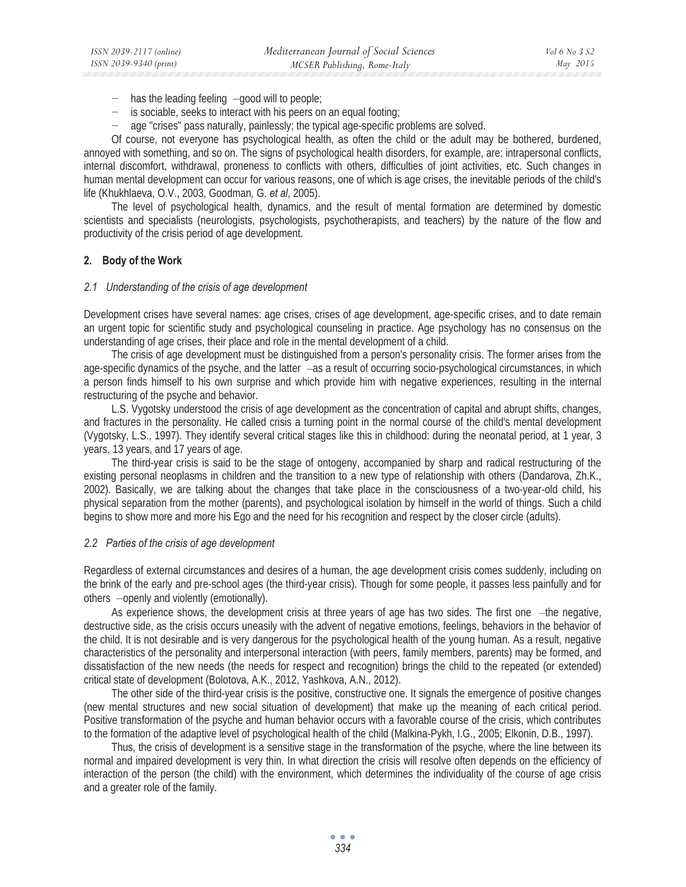- has the leading feeling –good will to people;
- is sociable, seeks to interact with his peers on an equal footing;
- age "crises" pass naturally, painlessly; the typical age-specific problems are solved.

Of course, not everyone has psychological health, as often the child or the adult may be bothered, burdened, annoyed with something, and so on. The signs of psychological health disorders, for example, are: intrapersonal conflicts, internal discomfort, withdrawal, proneness to conflicts with others, difficulties of joint activities, etc. Such changes in human mental development can occur for various reasons, one of which is age crises, the inevitable periods of the child's life (Khukhlaeva, O.V., 2003, Goodman*,* G. *et al*, 2005).

The level of psychological health, dynamics, and the result of mental formation are determined by domestic scientists and specialists (neurologists, psychologists, psychotherapists, and teachers) by the nature of the flow and productivity of the crisis period of age development.

## 2. Body of the Work

### *2.1 Understanding of the crisis of age development*

Development crises have several names: age crises, crises of age development, age-specific crises, and to date remain an urgent topic for scientific study and psychological counseling in practice. Age psychology has no consensus on the understanding of age crises, their place and role in the mental development of a child.

The crisis of age development must be distinguished from a person's personality crisis. The former arises from the age-specific dynamics of the psyche, and the latter –as a result of occurring socio-psychological circumstances, in which a person finds himself to his own surprise and which provide him with negative experiences, resulting in the internal restructuring of the psyche and behavior.

L.S. Vygotsky understood the crisis of age development as the concentration of capital and abrupt shifts, changes, and fractures in the personality. He called crisis a turning point in the normal course of the child's mental development (Vygotsky, L.S., 1997). They identify several critical stages like this in childhood: during the neonatal period, at 1 year, 3 years, 13 years, and 17 years of age.

The third-year crisis is said to be the stage of ontogeny, accompanied by sharp and radical restructuring of the existing personal neoplasms in children and the transition to a new type of relationship with others (Dandarova, Zh.K., 2002). Basically, we are talking about the changes that take place in the consciousness of a two-year-old child, his physical separation from the mother (parents), and psychological isolation by himself in the world of things. Such a child begins to show more and more his Ego and the need for his recognition and respect by the closer circle (adults).

### *2.2 Parties of the crisis of age development*

Regardless of external circumstances and desires of a human, the age development crisis comes suddenly, including on the brink of the early and pre-school ages (the third-year crisis). Though for some people, it passes less painfully and for others –openly and violently (emotionally).

As experience shows, the development crisis at three years of age has two sides. The first one –the negative, destructive side, as the crisis occurs uneasily with the advent of negative emotions, feelings, behaviors in the behavior of the child. It is not desirable and is very dangerous for the psychological health of the young human. As a result, negative characteristics of the personality and interpersonal interaction (with peers, family members, parents) may be formed, and dissatisfaction of the new needs (the needs for respect and recognition) brings the child to the repeated (or extended) critical state of development (Bolotova, A.K., 2012, Yashkova, A.N., 2012).

The other side of the third-year crisis is the positive, constructive one. It signals the emergence of positive changes (new mental structures and new social situation of development) that make up the meaning of each critical period. Positive transformation of the psyche and human behavior occurs with a favorable course of the crisis, which contributes to the formation of the adaptive level of psychological health of the child (Malkina-Pykh, I.G., 2005; Elkonin, D.B., 1997).

Thus, the crisis of development is a sensitive stage in the transformation of the psyche, where the line between its normal and impaired development is very thin. In what direction the crisis will resolve often depends on the efficiency of interaction of the person (the child) with the environment, which determines the individuality of the course of age crisis and a greater role of the family.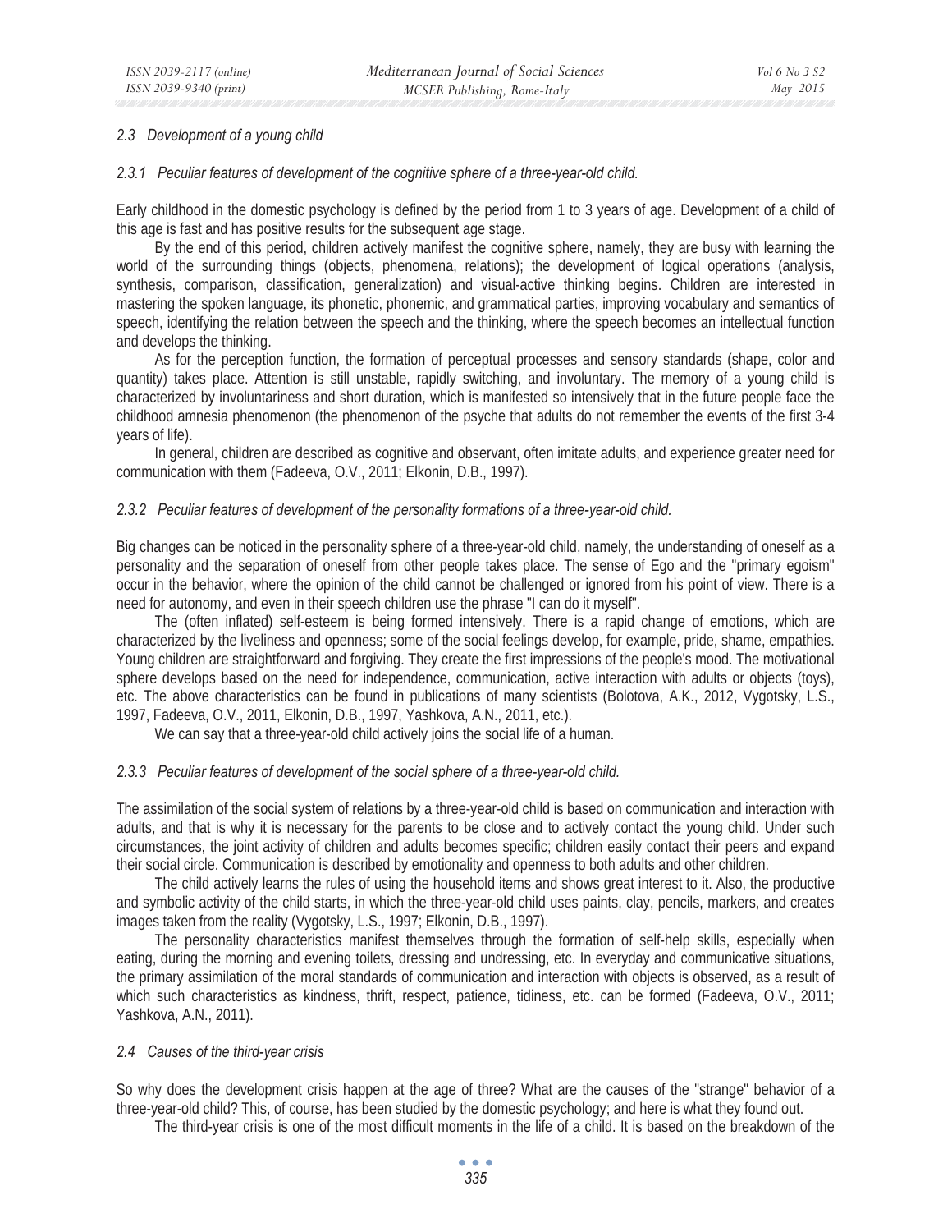### 2.3 Development of a young child

#### 2.3.1 Peculiar features of development of the cognitive sphere of a three-year-old child.

Early childhood in the domestic psychology is defined by the period from 1 to 3 years of age. Development of a child of this age is fast and has positive results for the subsequent age stage.

By the end of this period, children actively manifest the cognitive sphere, namely, they are busy with learning the world of the surrounding things (objects, phenomena, relations); the development of logical operations (analysis, synthesis, comparison, classification, generalization) and visual-active thinking begins. Children are interested in mastering the spoken language, its phonetic, phonemic, and grammatical parties, improving vocabulary and semantics of speech, identifying the relation between the speech and the thinking, where the speech becomes an intellectual function and develops the thinking.

As for the perception function, the formation of perceptual processes and sensory standards (shape, color and quantity) takes place. Attention is still unstable, rapidly switching, and involuntary. The memory of a young child is characterized by involuntariness and short duration, which is manifested so intensively that in the future people face the childhood amnesia phenomenon (the phenomenon of the psyche that adults do not remember the events of the first 3-4 years of life).

In general, children are described as cognitive and observant, often imitate adults, and experience greater need for communication with them (Fadeeva, O.V., 2011; Elkonin, D.B., 1997).

#### 2.3.2 Peculiar features of development of the personality formations of a three-year-old child.

Big changes can be noticed in the personality sphere of a three-year-old child, namely, the understanding of oneself as a personality and the separation of oneself from other people takes place. The sense of Ego and the "primary egoism" occur in the behavior, where the opinion of the child cannot be challenged or ignored from his point of view. There is a need for autonomy, and even in their speech children use the phrase "I can do it myself".

The (often inflated) self-esteem is being formed intensively. There is a rapid change of emotions, which are characterized by the liveliness and openness; some of the social feelings develop, for example, pride, shame, empathies. Young children are straightforward and forgiving. They create the first impressions of the people's mood. The motivational sphere develops based on the need for independence, communication, active interaction with adults or objects (toys), etc. The above characteristics can be found in publications of many scientists (Bolotova, A.K., 2012, Vygotsky, L.S., 1997, Fadeeva, O.V., 2011, Elkonin, D.B., 1997, Yashkova, A.N., 2011, etc.).

We can say that a three-year-old child actively joins the social life of a human.

#### 2.3.3 Peculiar features of development of the social sphere of a three-year-old child.

The assimilation of the social system of relations by a three-year-old child is based on communication and interaction with adults, and that is why it is necessary for the parents to be close and to actively contact the young child. Under such circumstances, the joint activity of children and adults becomes specific; children easily contact their peers and expand their social circle. Communication is described by emotionality and openness to both adults and other children.

The child actively learns the rules of using the household items and shows great interest to it. Also, the productive and symbolic activity of the child starts, in which the three-year-old child uses paints, clay, pencils, markers, and creates images taken from the reality (Vygotsky, L.S., 1997; Elkonin, D.B., 1997).

The personality characteristics manifest themselves through the formation of self-help skills, especially when eating, during the morning and evening toilets, dressing and undressing, etc. In everyday and communicative situations, the primary assimilation of the moral standards of communication and interaction with objects is observed, as a result of which such characteristics as kindness, thrift, respect, patience, tidiness, etc. can be formed (Fadeeva, O.V., 2011; Yashkova, A.N., 2011).

### 2.4 Causes of the third-year crisis

So why does the development crisis happen at the age of three? What are the causes of the "strange" behavior of a three-year-old child? This, of course, has been studied by the domestic psychology; and here is what they found out.

The third-year crisis is one of the most difficult moments in the life of a child. It is based on the breakdown of the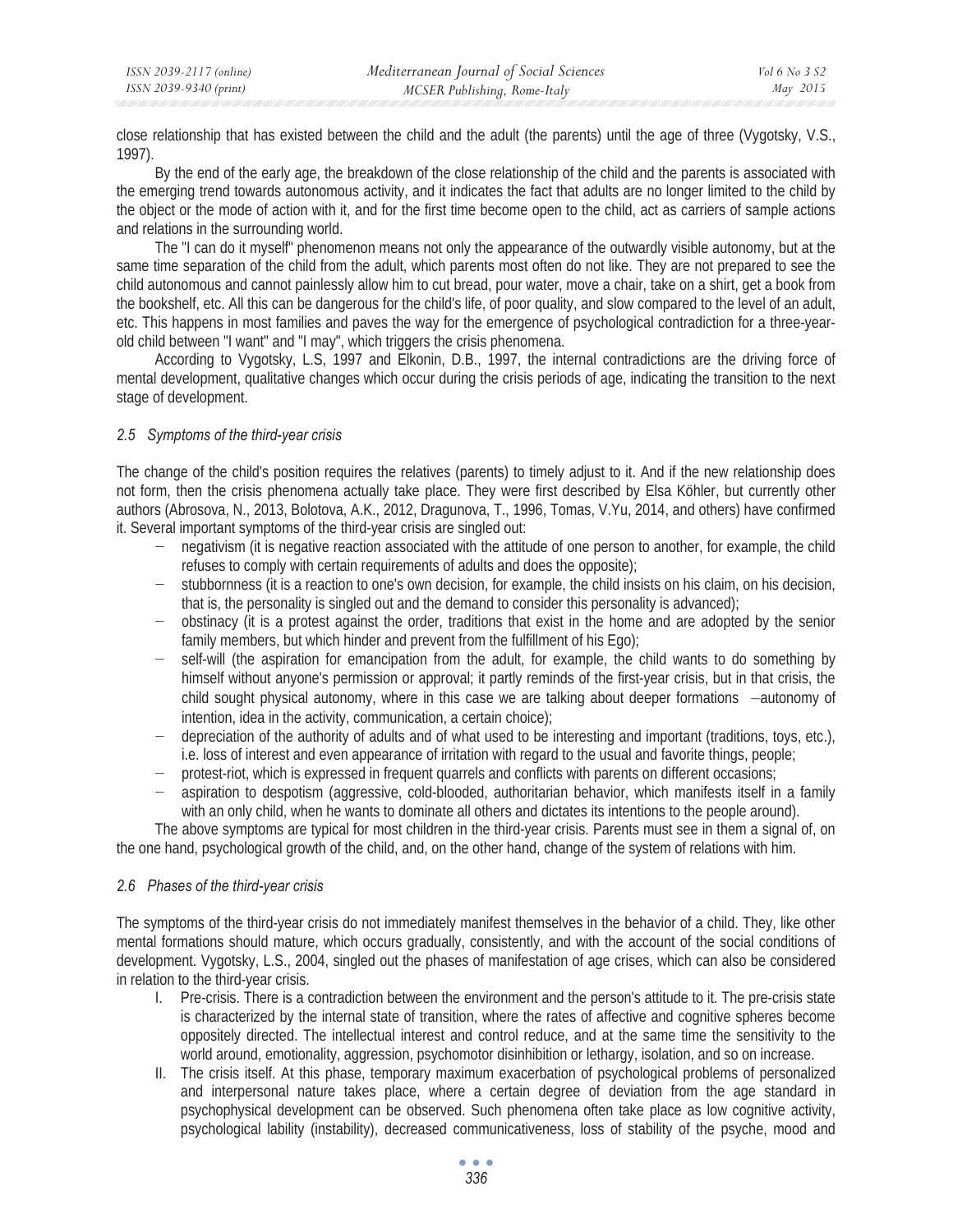close relationship that has existed between the child and the adult (the parents) until the age of three (Vygotsky, V.S., 1997).

By the end of the early age, the breakdown of the close relationship of the child and the parents is associated with the emerging trend towards autonomous activity, and it indicates the fact that adults are no longer limited to the child by the object or the mode of action with it, and for the first time become open to the child, act as carriers of sample actions and relations in the surrounding world.

The "I can do it myself" phenomenon means not only the appearance of the outwardly visible autonomy, but at the same time separation of the child from the adult, which parents most often do not like. They are not prepared to see the child autonomous and cannot painlessly allow him to cut bread, pour water, move a chair, take on a shirt, get a book from the bookshelf, etc. All this can be dangerous for the child's life, of poor quality, and slow compared to the level of an adult, etc. This happens in most families and paves the way for the emergence of psychological contradiction for a three-year-old child between "I want" and "I may", which triggers the crisis phenomena.

According to Vygotsky, L.S, 1997 and Elkonin, D.B., 1997, the internal contradictions are the driving force of mental development, qualitative changes which occur during the crisis periods of age, indicating the transition to the next stage of development.

### *2.5 Symptoms of the third-year crisis*

The change of the child's position requires the relatives (parents) to timely adjust to it. And if the new relationship does not form, then the crisis phenomena actually take place. They were first described by Elsa Köhler, but currently other authors (Abrosova, N., 2013, Bolotova, A.K., 2012, Dragunova, T., 1996, Tomas, V.Yu, 2014, and others) have confirmed it. Several important symptoms of the third-year crisis are singled out:

- negativism (it is negative reaction associated with the attitude of one person to another, for example, the child refuses to comply with certain requirements of adults and does the opposite);
- stubbornness (it is a reaction to one's own decision, for example, the child insists on his claim, on his decision, that is, the personality is singled out and the demand to consider this personality is advanced);
- obstinacy (it is a protest against the order, traditions that exist in the home and are adopted by the senior family members, but which hinder and prevent from the fulfillment of his Ego);
- self-will (the aspiration for emancipation from the adult, for example, the child wants to do something by himself without anyone's permission or approval; it partly reminds of the first-year crisis, but in that crisis, the child sought physical autonomy, where in this case we are talking about deeper formations –autonomy of intention, idea in the activity, communication, a certain choice);
- depreciation of the authority of adults and of what used to be interesting and important (traditions, toys, etc.), i.e. loss of interest and even appearance of irritation with regard to the usual and favorite things, people;
- protest-riot, which is expressed in frequent quarrels and conflicts with parents on different occasions;
- aspiration to despotism (aggressive, cold-blooded, authoritarian behavior, which manifests itself in a family with an only child, when he wants to dominate all others and dictates its intentions to the people around).

The above symptoms are typical for most children in the third-year crisis. Parents must see in them a signal of, on the one hand, psychological growth of the child, and, on the other hand, change of the system of relations with him.

### *2.6 Phases of the third-year crisis*

The symptoms of the third-year crisis do not immediately manifest themselves in the behavior of a child. They, like other mental formations should mature, which occurs gradually, consistently, and with the account of the social conditions of development. Vygotsky, L.S., 2004, singled out the phases of manifestation of age crises, which can also be considered in relation to the third-year crisis.

I. Pre-crisis. There is a contradiction between the environment and the person's attitude to it. The pre-crisis state is characterized by the internal state of transition, where the rates of affective and cognitive spheres become oppositely directed. The intellectual interest and control reduce, and at the same time the sensitivity to the world around, emotionality, aggression, psychomotor disinhibition or lethargy, isolation, and so on increase.

II. The crisis itself. At this phase, temporary maximum exacerbation of psychological problems of personalized and interpersonal nature takes place, where a certain degree of deviation from the age standard in psychophysical development can be observed. Such phenomena often take place as low cognitive activity, psychological lability (instability), decreased communicativeness, loss of stability of the psyche, mood and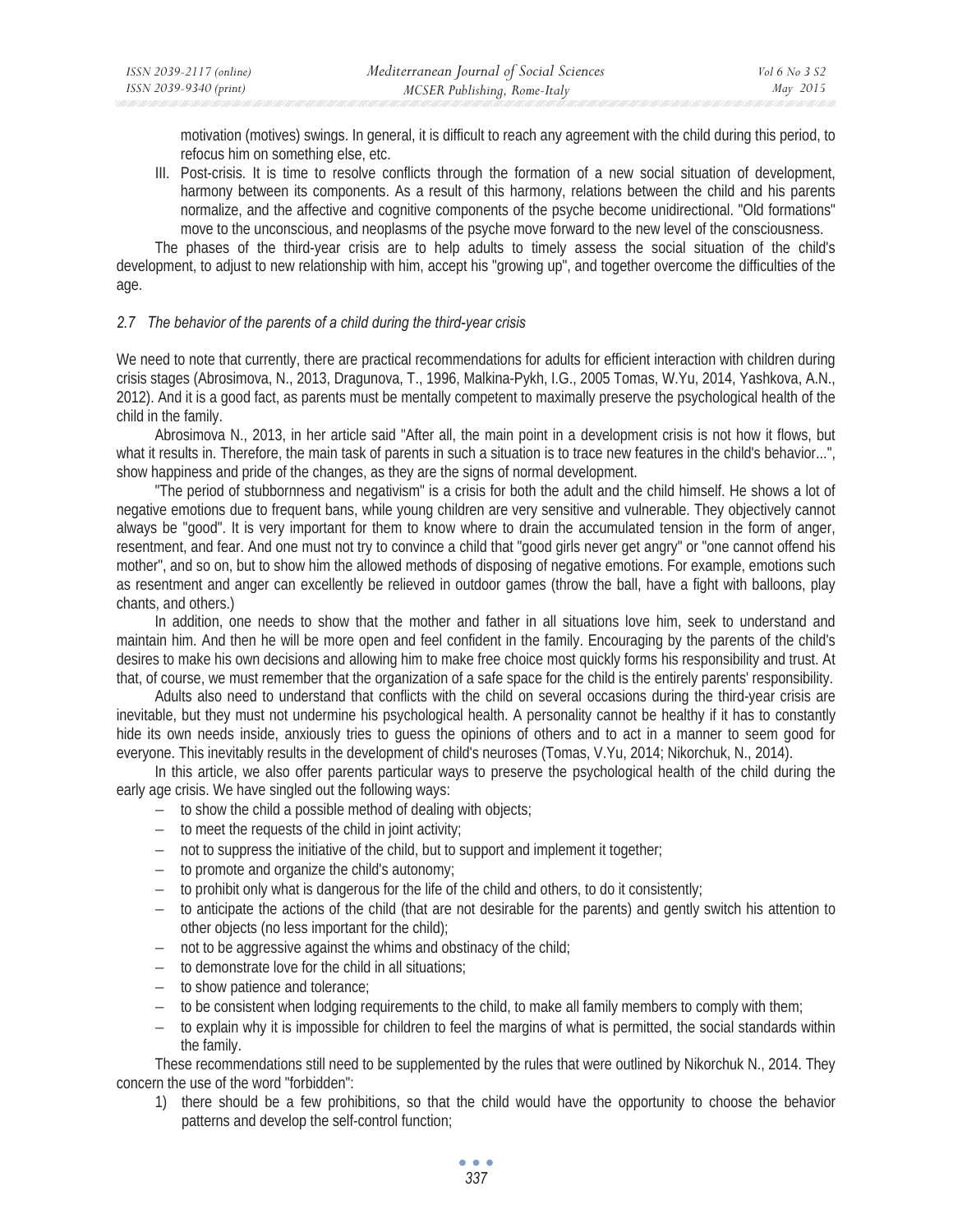motivation (motives) swings. In general, it is difficult to reach any agreement with the child during this period, to refocus him on something else, etc.

III. Post-crisis. It is time to resolve conflicts through the formation of a new social situation of development, harmony between its components. As a result of this harmony, relations between the child and his parents normalize, and the affective and cognitive components of the psyche become unidirectional. "Old formations" move to the unconscious, and neoplasms of the psyche move forward to the new level of the consciousness.

The phases of the third-year crisis are to help adults to timely assess the social situation of the child's development, to adjust to new relationship with him, accept his "growing up", and together overcome the difficulties of the age.

### *2.7 The behavior of the parents of a child during the third-year crisis*

We need to note that currently, there are practical recommendations for adults for efficient interaction with children during crisis stages (Abrosimova, N., 2013, Dragunova, T., 1996, Malkina-Pykh, I.G., 2005 Tomas, W.Yu, 2014, Yashkova, A.N., 2012). And it is a good fact, as parents must be mentally competent to maximally preserve the psychological health of the child in the family.

Abrosimova N., 2013, in her article said "After all, the main point in a development crisis is not how it flows, but what it results in. Therefore, the main task of parents in such a situation is to trace new features in the child's behavior...", show happiness and pride of the changes, as they are the signs of normal development.

"The period of stubbornness and negativism" is a crisis for both the adult and the child himself. He shows a lot of negative emotions due to frequent bans, while young children are very sensitive and vulnerable. They objectively cannot always be "good". It is very important for them to know where to drain the accumulated tension in the form of anger, resentment, and fear. And one must not try to convince a child that "good girls never get angry" or "one cannot offend his mother", and so on, but to show him the allowed methods of disposing of negative emotions. For example, emotions such as resentment and anger can excellently be relieved in outdoor games (throw the ball, have a fight with balloons, play chants, and others.)

In addition, one needs to show that the mother and father in all situations love him, seek to understand and maintain him. And then he will be more open and feel confident in the family. Encouraging by the parents of the child's desires to make his own decisions and allowing him to make free choice most quickly forms his responsibility and trust. At that, of course, we must remember that the organization of a safe space for the child is the entirely parents' responsibility.

Adults also need to understand that conflicts with the child on several occasions during the third-year crisis are inevitable, but they must not undermine his psychological health. A personality cannot be healthy if it has to constantly hide its own needs inside, anxiously tries to guess the opinions of others and to act in a manner to seem good for everyone. This inevitably results in the development of child's neuroses (Tomas, V.Yu, 2014; Nikorchuk, N., 2014).

In this article, we also offer parents particular ways to preserve the psychological health of the child during the early age crisis. We have singled out the following ways:

- to show the child a possible method of dealing with objects;
- to meet the requests of the child in joint activity;
- not to suppress the initiative of the child, but to support and implement it together;
- to promote and organize the child's autonomy;
- to prohibit only what is dangerous for the life of the child and others, to do it consistently;
- to anticipate the actions of the child (that are not desirable for the parents) and gently switch his attention to other objects (no less important for the child);
- not to be aggressive against the whims and obstinacy of the child;
- to demonstrate love for the child in all situations;
- to show patience and tolerance;
- to be consistent when lodging requirements to the child, to make all family members to comply with them;
- to explain why it is impossible for children to feel the margins of what is permitted, the social standards within the family.

These recommendations still need to be supplemented by the rules that were outlined by Nikorchuk N., 2014. They concern the use of the word "forbidden":

1) there should be a few prohibitions, so that the child would have the opportunity to choose the behavior patterns and develop the self-control function;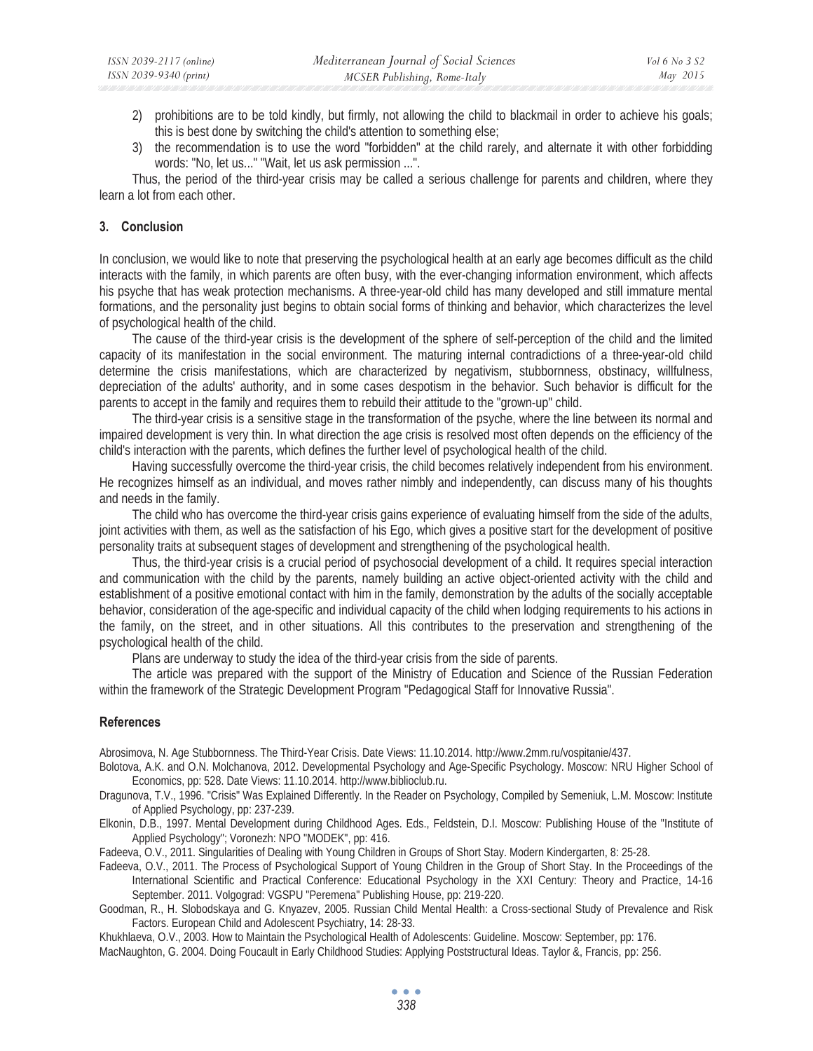2) prohibitions are to be told kindly, but firmly, not allowing the child to blackmail in order to achieve his goals; this is best done by switching the child's attention to something else;
3) the recommendation is to use the word "forbidden" at the child rarely, and alternate it with other forbidding words: "No, let us..." "Wait, let us ask permission ...".

Thus, the period of the third-year crisis may be called a serious challenge for parents and children, where they learn a lot from each other.

## 3. Conclusion

In conclusion, we would like to note that preserving the psychological health at an early age becomes difficult as the child interacts with the family, in which parents are often busy, with the ever-changing information environment, which affects his psyche that has weak protection mechanisms. A three-year-old child has many developed and still immature mental formations, and the personality just begins to obtain social forms of thinking and behavior, which characterizes the level of psychological health of the child.

The cause of the third-year crisis is the development of the sphere of self-perception of the child and the limited capacity of its manifestation in the social environment. The maturing internal contradictions of a three-year-old child determine the crisis manifestations, which are characterized by negativism, stubbornness, obstinacy, willfulness, depreciation of the adults' authority, and in some cases despotism in the behavior. Such behavior is difficult for the parents to accept in the family and requires them to rebuild their attitude to the "grown-up" child.

The third-year crisis is a sensitive stage in the transformation of the psyche, where the line between its normal and impaired development is very thin. In what direction the age crisis is resolved most often depends on the efficiency of the child's interaction with the parents, which defines the further level of psychological health of the child.

Having successfully overcome the third-year crisis, the child becomes relatively independent from his environment. He recognizes himself as an individual, and moves rather nimbly and independently, can discuss many of his thoughts and needs in the family.

The child who has overcome the third-year crisis gains experience of evaluating himself from the side of the adults, joint activities with them, as well as the satisfaction of his Ego, which gives a positive start for the development of positive personality traits at subsequent stages of development and strengthening of the psychological health.

Thus, the third-year crisis is a crucial period of psychosocial development of a child. It requires special interaction and communication with the child by the parents, namely building an active object-oriented activity with the child and establishment of a positive emotional contact with him in the family, demonstration by the adults of the socially acceptable behavior, consideration of the age-specific and individual capacity of the child when lodging requirements to his actions in the family, on the street, and in other situations. All this contributes to the preservation and strengthening of the psychological health of the child.

Plans are underway to study the idea of the third-year crisis from the side of parents.

The article was prepared with the support of the Ministry of Education and Science of the Russian Federation within the framework of the Strategic Development Program "Pedagogical Staff for Innovative Russia".

## References

Abrosimova, N. Age Stubbornness. The Third-Year Crisis. Date Views: 11.10.2014. http://www.2mm.ru/vospitanie/437.

Bolotova, A.K. and O.N. Molchanova, 2012. Developmental Psychology and Age-Specific Psychology. Moscow: NRU Higher School of Economics, pp: 528. Date Views: 11.10.2014. http://www.biblioclub.ru.

Dragunova, T.V., 1996. "Crisis" Was Explained Differently. In the Reader on Psychology, Compiled by Semeniuk, L.M. Moscow: Institute of Applied Psychology, pp: 237-239.

Elkonin, D.B., 1997. Mental Development during Childhood Ages. Eds., Feldstein, D.I. Moscow: Publishing House of the "Institute of Applied Psychology"; Voronezh: NPO "MODEK", pp: 416.

Fadeeva, O.V., 2011. Singularities of Dealing with Young Children in Groups of Short Stay. Modern Kindergarten, 8: 25-28.

Fadeeva, O.V., 2011. The Process of Psychological Support of Young Children in the Group of Short Stay. In the Proceedings of the International Scientific and Practical Conference: Educational Psychology in the XXI Century: Theory and Practice, 14-16 September. 2011. Volgograd: VGSPU "Peremena" Publishing House, pp: 219-220.

Goodman, R., H. Slobodskaya and G. Knyazev, 2005. Russian Child Mental Health: a Cross-sectional Study of Prevalence and Risk Factors. European Child and Adolescent Psychiatry, 14: 28-33.

Khukhlaeva, O.V., 2003. How to Maintain the Psychological Health of Adolescents: Guideline. Moscow: September, pp: 176.

MacNaughton, G. 2004. Doing Foucault in Early Childhood Studies: Applying Poststructural Ideas. Taylor &, Francis, pp: 256.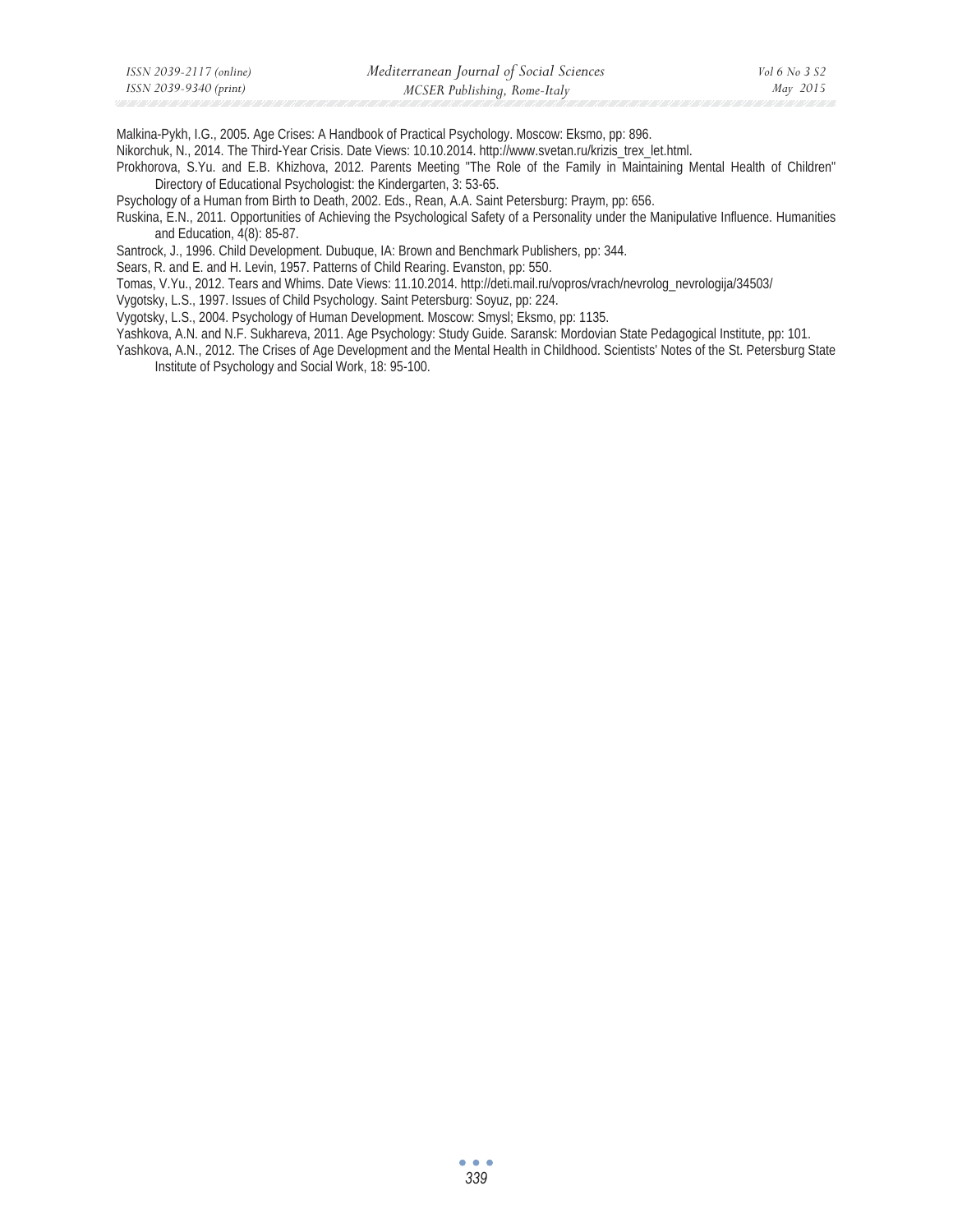Malkina-Pykh, I.G., 2005. Age Crises: A Handbook of Practical Psychology. Moscow: Eksmo, pp: 896.

Nikorchuk, N., 2014. The Third-Year Crisis. Date Views: 10.10.2014. http://www.svetan.ru/krizis_trex_let.html.

Prokhorova, S.Yu. and E.B. Khizhova, 2012. Parents Meeting "The Role of the Family in Maintaining Mental Health of Children" Directory of Educational Psychologist: the Kindergarten, 3: 53-65.

Psychology of a Human from Birth to Death, 2002. Eds., Rean, A.A. Saint Petersburg: Praym, pp: 656.

Ruskina, E.N., 2011. Opportunities of Achieving the Psychological Safety of a Personality under the Manipulative Influence. Humanities and Education, 4(8): 85-87.

Santrock, J., 1996. Child Development. Dubuque, IA: Brown and Benchmark Publishers, pp: 344.

Sears, R. and E. and H. Levin, 1957. Patterns of Child Rearing. Evanston, pp: 550.

Tomas, V.Yu., 2012. Tears and Whims. Date Views: 11.10.2014. http://deti.mail.ru/vopros/vrach/nevrolog_nevrologija/34503/

Vygotsky, L.S., 1997. Issues of Child Psychology. Saint Petersburg: Soyuz, pp: 224.

Vygotsky, L.S., 2004. Psychology of Human Development. Moscow: Smysl; Eksmo, pp: 1135.

Yashkova, A.N. and N.F. Sukhareva, 2011. Age Psychology: Study Guide. Saransk: Mordovian State Pedagogical Institute, pp: 101.

Yashkova, A.N., 2012. The Crises of Age Development and the Mental Health in Childhood. Scientists' Notes of the St. Petersburg State Institute of Psychology and Social Work, 18: 95-100.